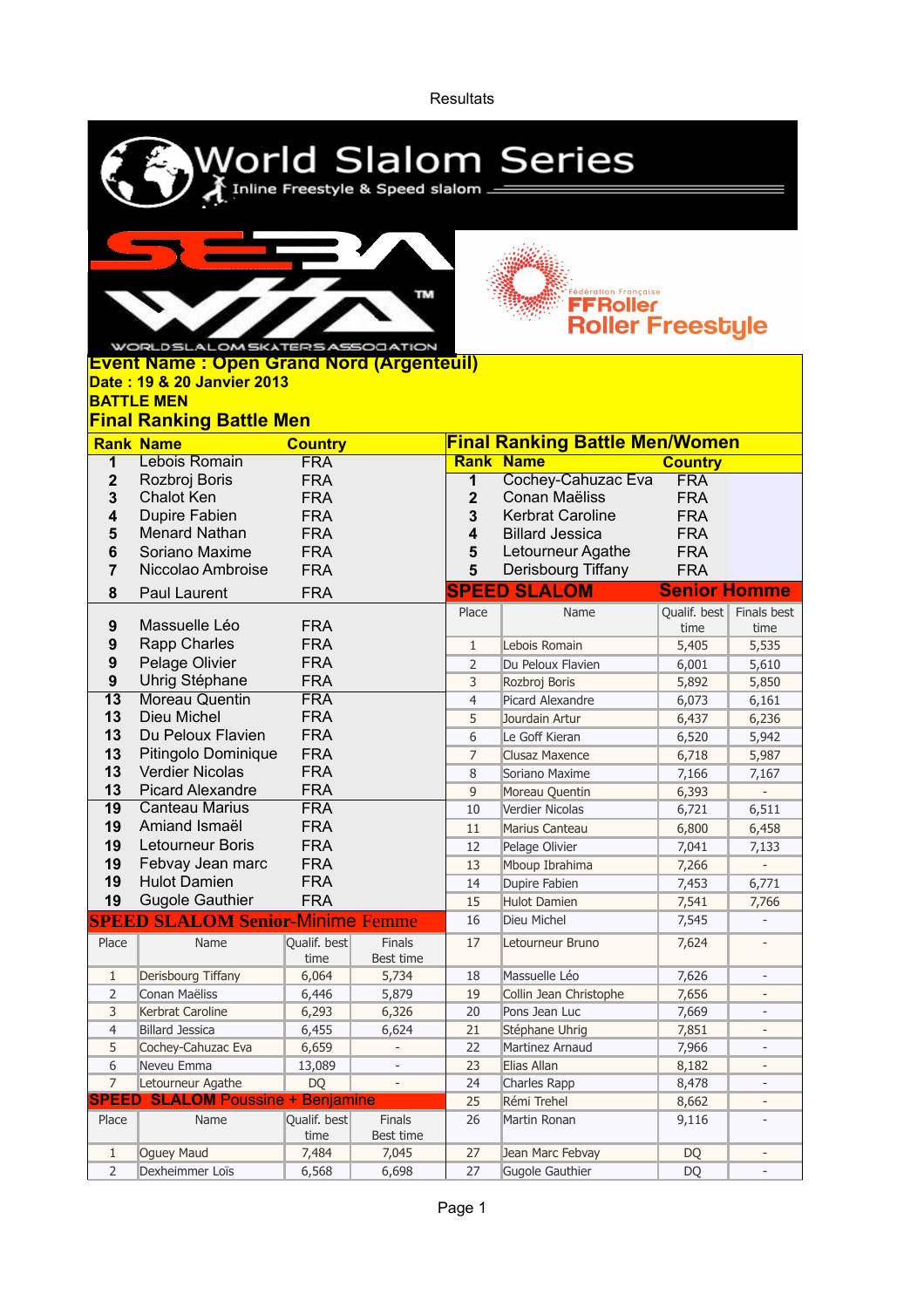Resultats

World Slalom Series
Inline Freestyle & Speed slalom

WORLD SLALOM SKATERS ASSOCIATION

Fédération Française FFRoller Roller Freestyle

**Event Name : Open Grand Nord (Argenteuil)**
**Date : 19 & 20 Janvier 2013**
**BATTLE MEN**

## Final Ranking Battle Men

| Rank | Name | Country |
|---|---|---|
| 1 | Lebois Romain | FRA |
| 2 | Rozbroj Boris | FRA |
| 3 | Chalot Ken | FRA |
| 4 | Dupire Fabien | FRA |
| 5 | Menard Nathan | FRA |
| 6 | Soriano Maxime | FRA |
| 7 | Niccolao Ambroise | FRA |
| 8 | Paul Laurent | FRA |
| 9 | Massuelle Léo | FRA |
| 9 | Rapp Charles | FRA |
| 9 | Pelage Olivier | FRA |
| 9 | Uhrig Stéphane | FRA |
| 13 | Moreau Quentin | FRA |
| 13 | Dieu Michel | FRA |
| 13 | Du Peloux Flavien | FRA |
| 13 | Pitingolo Dominique | FRA |
| 13 | Verdier Nicolas | FRA |
| 13 | Picard Alexandre | FRA |
| 19 | Canteau Marius | FRA |
| 19 | Amiand Ismaël | FRA |
| 19 | Letourneur Boris | FRA |
| 19 | Febvay Jean marc | FRA |
| 19 | Hulot Damien | FRA |
| 19 | Gugole Gauthier | FRA |

## SPEED SLALOM Senior-Minime Femme

| Place | Name | Qualif. best time | Finals Best time |
|---|---|---|---|
| 1 | Derisbourg Tiffany | 6,064 | 5,734 |
| 2 | Conan Maëliss | 6,446 | 5,879 |
| 3 | Kerbrat Caroline | 6,293 | 6,326 |
| 4 | Billard Jessica | 6,455 | 6,624 |
| 5 | Cochey-Cahuzac Eva | 6,659 | - |
| 6 | Neveu Emma | 13,089 | - |
| 7 | Letourneur Agathe | DQ | - |

## SPEED SLALOM Poussine + Benjamine

| Place | Name | Qualif. best time | Finals Best time |
|---|---|---|---|
| 1 | Oguey Maud | 7,484 | 7,045 |
| 2 | Dexheimmer Loïs | 6,568 | 6,698 |

## Final Ranking Battle Men/Women

| Rank | Name | Country |
|---|---|---|
| 1 | Cochey-Cahuzac Eva | FRA |
| 2 | Conan Maëliss | FRA |
| 3 | Kerbrat Caroline | FRA |
| 4 | Billard Jessica | FRA |
| 5 | Letourneur Agathe | FRA |
| 5 | Derisbourg Tiffany | FRA |

## SPEED SLALOM Senior Homme

| Place | Name | Qualif. best time | Finals best time |
|---|---|---|---|
| 1 | Lebois Romain | 5,405 | 5,535 |
| 2 | Du Peloux Flavien | 6,001 | 5,610 |
| 3 | Rozbroj Boris | 5,892 | 5,850 |
| 4 | Picard Alexandre | 6,073 | 6,161 |
| 5 | Jourdain Artur | 6,437 | 6,236 |
| 6 | Le Goff Kieran | 6,520 | 5,942 |
| 7 | Clusaz Maxence | 6,718 | 5,987 |
| 8 | Soriano Maxime | 7,166 | 7,167 |
| 9 | Moreau Quentin | 6,393 | - |
| 10 | Verdier Nicolas | 6,721 | 6,511 |
| 11 | Marius Canteau | 6,800 | 6,458 |
| 12 | Pelage Olivier | 7,041 | 7,133 |
| 13 | Mboup Ibrahima | 7,266 | - |
| 14 | Dupire Fabien | 7,453 | 6,771 |
| 15 | Hulot Damien | 7,541 | 7,766 |
| 16 | Dieu Michel | 7,545 | - |
| 17 | Letourneur Bruno | 7,624 | - |
| 18 | Massuelle Léo | 7,626 | - |
| 19 | Collin Jean Christophe | 7,656 | - |
| 20 | Pons Jean Luc | 7,669 | - |
| 21 | Stéphane Uhrig | 7,851 | - |
| 22 | Martinez Arnaud | 7,966 | - |
| 23 | Elias Allan | 8,182 | - |
| 24 | Charles Rapp | 8,478 | - |
| 25 | Rémi Trehel | 8,662 | - |
| 26 | Martin Ronan | 9,116 | - |
| 27 | Jean Marc Febvay | DQ | - |
| 27 | Gugole Gauthier | DQ | - |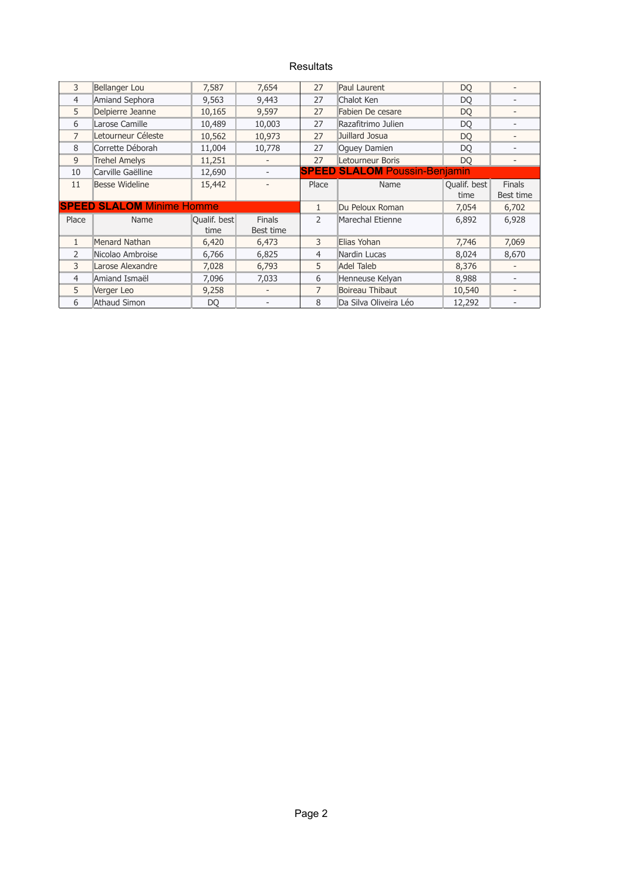Resultats

| | | | |
|---|---|---|---|
| 3 | Bellanger Lou | 7,587 | 7,654 |
| 4 | Amiand Sephora | 9,563 | 9,443 |
| 5 | Delpierre Jeanne | 10,165 | 9,597 |
| 6 | Larose Camille | 10,489 | 10,003 |
| 7 | Letourneur Céleste | 10,562 | 10,973 |
| 8 | Corrette Déborah | 11,004 | 10,778 |
| 9 | Trehel Amelys | 11,251 | - |
| 10 | Carville Gaëlline | 12,690 | - |
| 11 | Besse Wideline | 15,442 | - |

## **SPEED SLALOM** Minime Homme

| Place | Name | Qualif. best time | Finals Best time |
|---|---|---|---|
| 1 | Menard Nathan | 6,420 | 6,473 |
| 2 | Nicolao Ambroise | 6,766 | 6,825 |
| 3 | Larose Alexandre | 7,028 | 6,793 |
| 4 | Amiand Ismaël | 7,096 | 7,033 |
| 5 | Verger Leo | 9,258 | - |
| 6 | Athaud Simon | DQ | - |

| | | | |
|---|---|---|---|
| 27 | Paul Laurent | DQ | - |
| 27 | Chalot Ken | DQ | - |
| 27 | Fabien De cesare | DQ | - |
| 27 | Razafitrimo Julien | DQ | - |
| 27 | Juillard Josua | DQ | - |
| 27 | Oguey Damien | DQ | - |
| 27 | Letourneur Boris | DQ | - |

## **SPEED SLALOM** Poussin-Benjamin

| Place | Name | Qualif. best time | Finals Best time |
|---|---|---|---|
| 1 | Du Peloux Roman | 7,054 | 6,702 |
| 2 | Marechal Etienne | 6,892 | 6,928 |
| 3 | Elias Yohan | 7,746 | 7,069 |
| 4 | Nardin Lucas | 8,024 | 8,670 |
| 5 | Adel Taleb | 8,376 | - |
| 6 | Henneuse Kelyan | 8,988 | - |
| 7 | Boireau Thibaut | 10,540 | - |
| 8 | Da Silva Oliveira Léo | 12,292 | - |